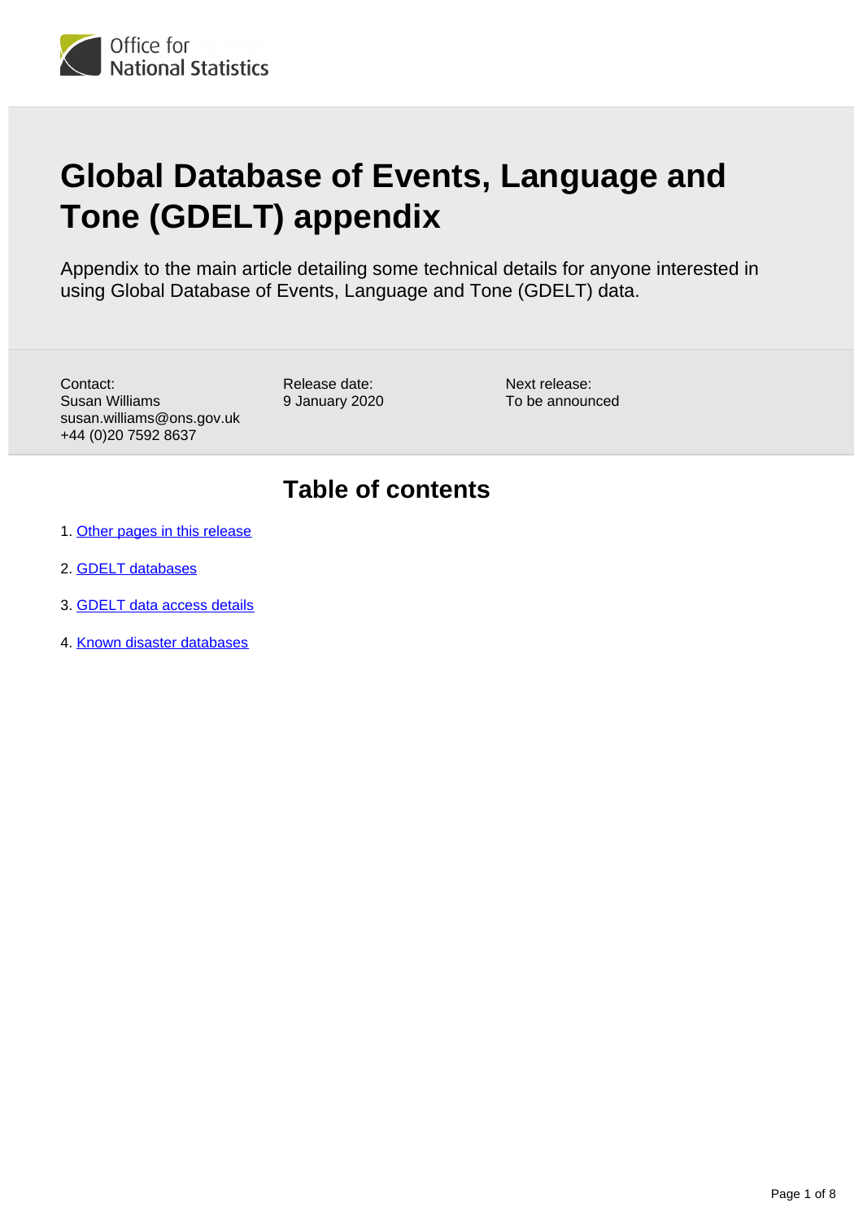# Global Database of Events, Language and Tone (GDELT) appendix

Appendix to the main article detailing some technical details for anyone interested in using Global Database of Events, Language and Tone (GDELT) data.

Contact:
Susan Williams
susan.williams@ons.gov.uk
+44 (0)20 7592 8637

Release date:
9 January 2020

Next release:
To be announced

## Table of contents

1. Other pages in this release
2. GDELT databases
3. GDELT data access details
4. Known disaster databases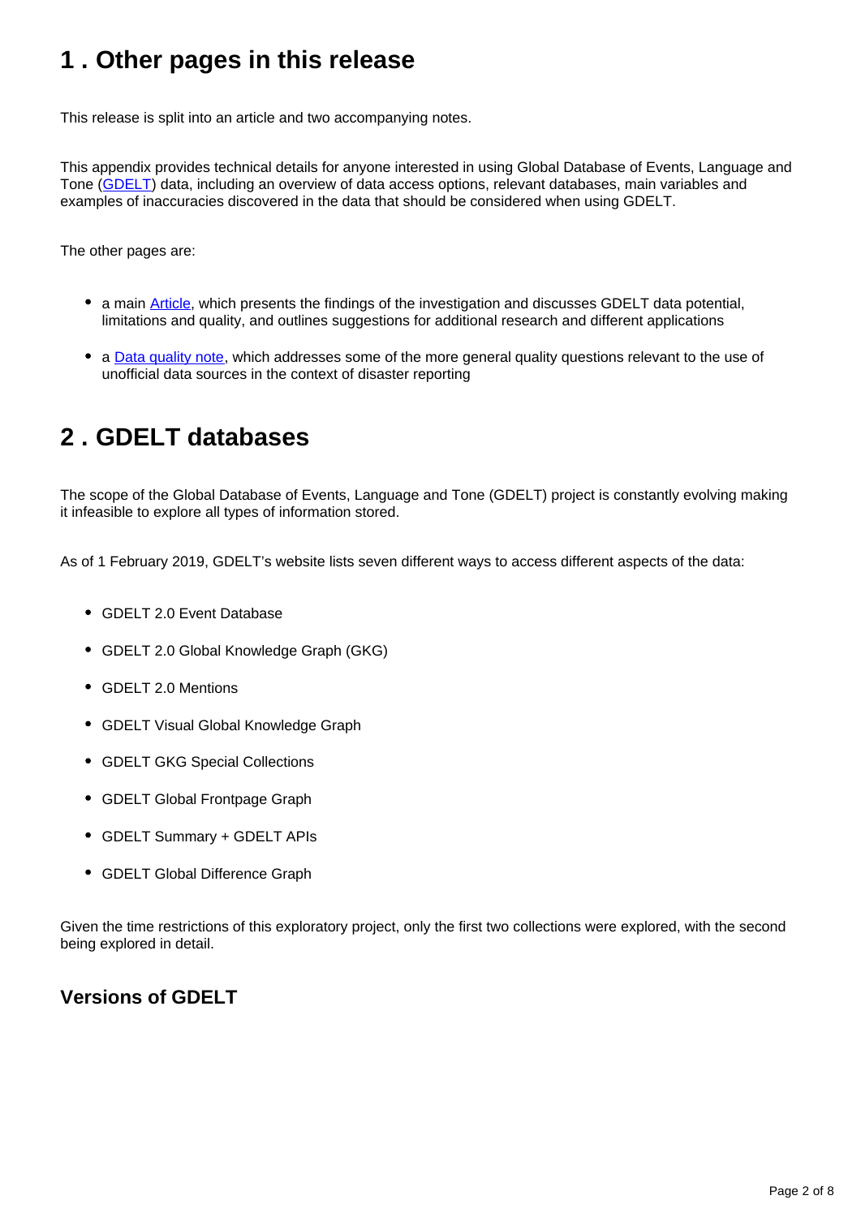## 1 . Other pages in this release

This release is split into an article and two accompanying notes.

This appendix provides technical details for anyone interested in using Global Database of Events, Language and Tone (GDELT) data, including an overview of data access options, relevant databases, main variables and examples of inaccuracies discovered in the data that should be considered when using GDELT.

The other pages are:

- a main Article, which presents the findings of the investigation and discusses GDELT data potential, limitations and quality, and outlines suggestions for additional research and different applications
- a Data quality note, which addresses some of the more general quality questions relevant to the use of unofficial data sources in the context of disaster reporting

## 2 . GDELT databases

The scope of the Global Database of Events, Language and Tone (GDELT) project is constantly evolving making it infeasible to explore all types of information stored.

As of 1 February 2019, GDELT's website lists seven different ways to access different aspects of the data:

- GDELT 2.0 Event Database
- GDELT 2.0 Global Knowledge Graph (GKG)
- GDELT 2.0 Mentions
- GDELT Visual Global Knowledge Graph
- GDELT GKG Special Collections
- GDELT Global Frontpage Graph
- GDELT Summary + GDELT APIs
- GDELT Global Difference Graph

Given the time restrictions of this exploratory project, only the first two collections were explored, with the second being explored in detail.

### Versions of GDELT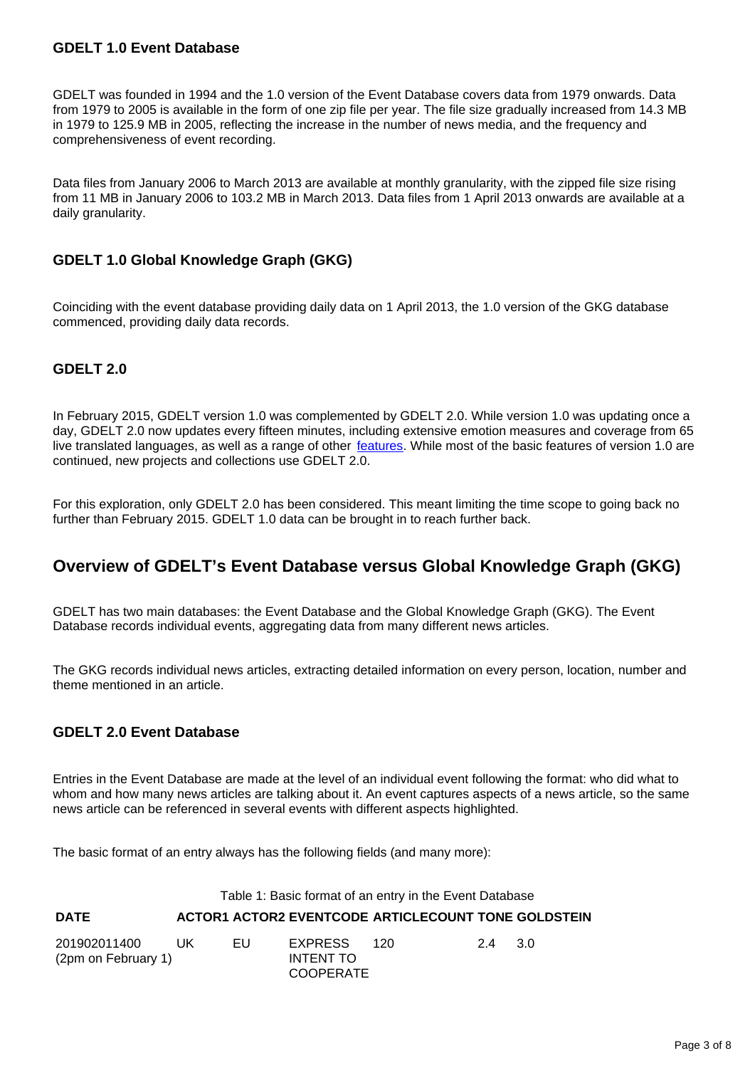### GDELT 1.0 Event Database

GDELT was founded in 1994 and the 1.0 version of the Event Database covers data from 1979 onwards. Data from 1979 to 2005 is available in the form of one zip file per year. The file size gradually increased from 14.3 MB in 1979 to 125.9 MB in 2005, reflecting the increase in the number of news media, and the frequency and comprehensiveness of event recording.

Data files from January 2006 to March 2013 are available at monthly granularity, with the zipped file size rising from 11 MB in January 2006 to 103.2 MB in March 2013. Data files from 1 April 2013 onwards are available at a daily granularity.

### GDELT 1.0 Global Knowledge Graph (GKG)

Coinciding with the event database providing daily data on 1 April 2013, the 1.0 version of the GKG database commenced, providing daily data records.

### GDELT 2.0

In February 2015, GDELT version 1.0 was complemented by GDELT 2.0. While version 1.0 was updating once a day, GDELT 2.0 now updates every fifteen minutes, including extensive emotion measures and coverage from 65 live translated languages, as well as a range of other features. While most of the basic features of version 1.0 are continued, new projects and collections use GDELT 2.0.

For this exploration, only GDELT 2.0 has been considered. This meant limiting the time scope to going back no further than February 2015. GDELT 1.0 data can be brought in to reach further back.

## Overview of GDELT's Event Database versus Global Knowledge Graph (GKG)

GDELT has two main databases: the Event Database and the Global Knowledge Graph (GKG). The Event Database records individual events, aggregating data from many different news articles.

The GKG records individual news articles, extracting detailed information on every person, location, number and theme mentioned in an article.

### GDELT 2.0 Event Database

Entries in the Event Database are made at the level of an individual event following the format: who did what to whom and how many news articles are talking about it. An event captures aspects of a news article, so the same news article can be referenced in several events with different aspects highlighted.

The basic format of an entry always has the following fields (and many more):

Table 1: Basic format of an entry in the Event Database

| DATE | ACTOR1 | ACTOR2 | EVENTCODE | ARTICLECOUNT | TONE | GOLDSTEIN |
|---|---|---|---|---|---|---|
| 201902011400 (2pm on February 1) | UK | EU | EXPRESS INTENT TO COOPERATE | 120 | 2.4 | 3.0 |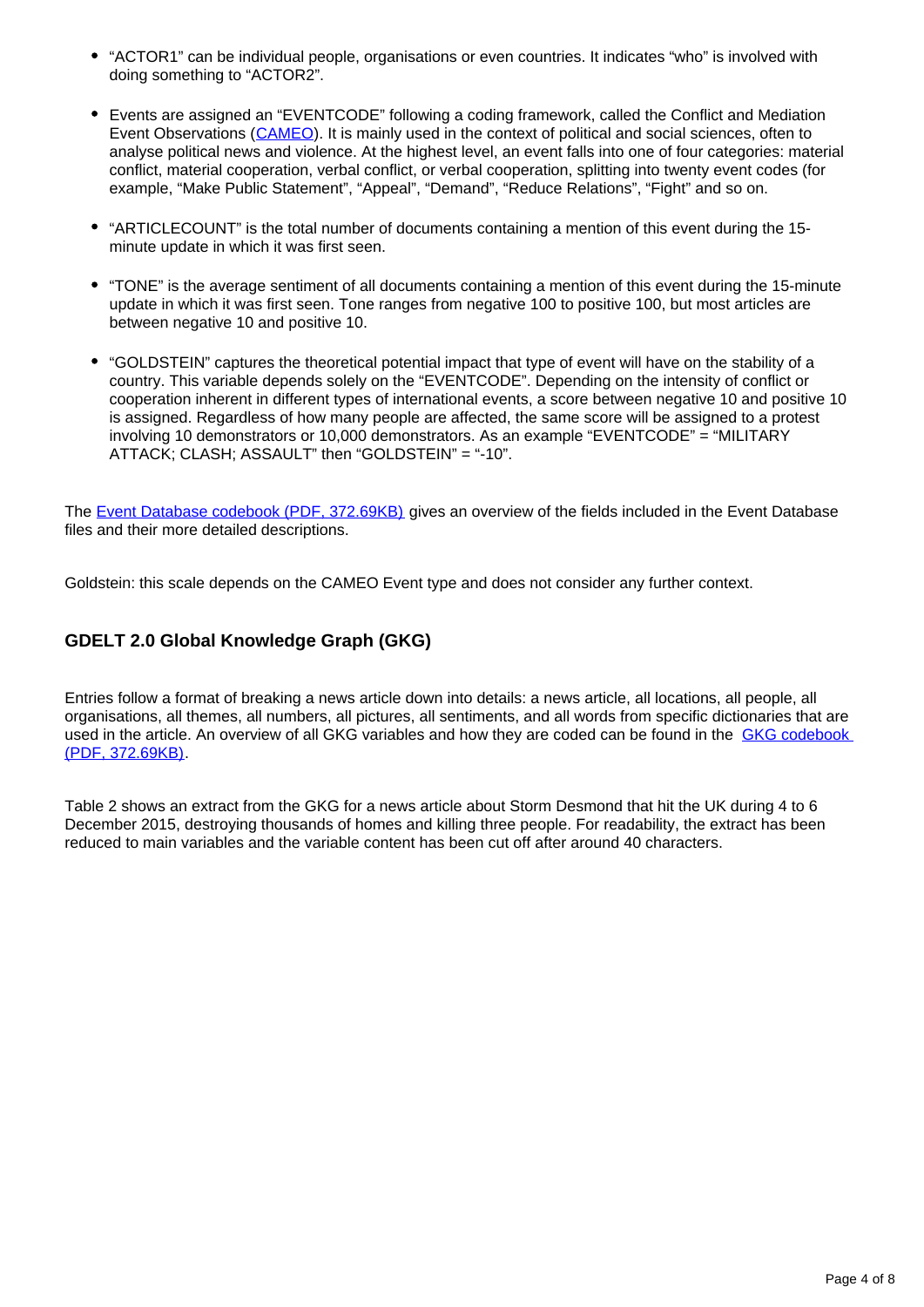- "ACTOR1" can be individual people, organisations or even countries. It indicates "who" is involved with doing something to "ACTOR2".

- Events are assigned an "EVENTCODE" following a coding framework, called the Conflict and Mediation Event Observations (CAMEO). It is mainly used in the context of political and social sciences, often to analyse political news and violence. At the highest level, an event falls into one of four categories: material conflict, material cooperation, verbal conflict, or verbal cooperation, splitting into twenty event codes (for example, "Make Public Statement", "Appeal", "Demand", "Reduce Relations", "Fight" and so on.

- "ARTICLECOUNT" is the total number of documents containing a mention of this event during the 15-minute update in which it was first seen.

- "TONE" is the average sentiment of all documents containing a mention of this event during the 15-minute update in which it was first seen. Tone ranges from negative 100 to positive 100, but most articles are between negative 10 and positive 10.

- "GOLDSTEIN" captures the theoretical potential impact that type of event will have on the stability of a country. This variable depends solely on the "EVENTCODE". Depending on the intensity of conflict or cooperation inherent in different types of international events, a score between negative 10 and positive 10 is assigned. Regardless of how many people are affected, the same score will be assigned to a protest involving 10 demonstrators or 10,000 demonstrators. As an example "EVENTCODE" = "MILITARY ATTACK; CLASH; ASSAULT" then "GOLDSTEIN" = "-10".

The Event Database codebook (PDF, 372.69KB) gives an overview of the fields included in the Event Database files and their more detailed descriptions.

Goldstein: this scale depends on the CAMEO Event type and does not consider any further context.

### GDELT 2.0 Global Knowledge Graph (GKG)

Entries follow a format of breaking a news article down into details: a news article, all locations, all people, all organisations, all themes, all numbers, all pictures, all sentiments, and all words from specific dictionaries that are used in the article. An overview of all GKG variables and how they are coded can be found in the GKG codebook (PDF, 372.69KB).

Table 2 shows an extract from the GKG for a news article about Storm Desmond that hit the UK during 4 to 6 December 2015, destroying thousands of homes and killing three people. For readability, the extract has been reduced to main variables and the variable content has been cut off after around 40 characters.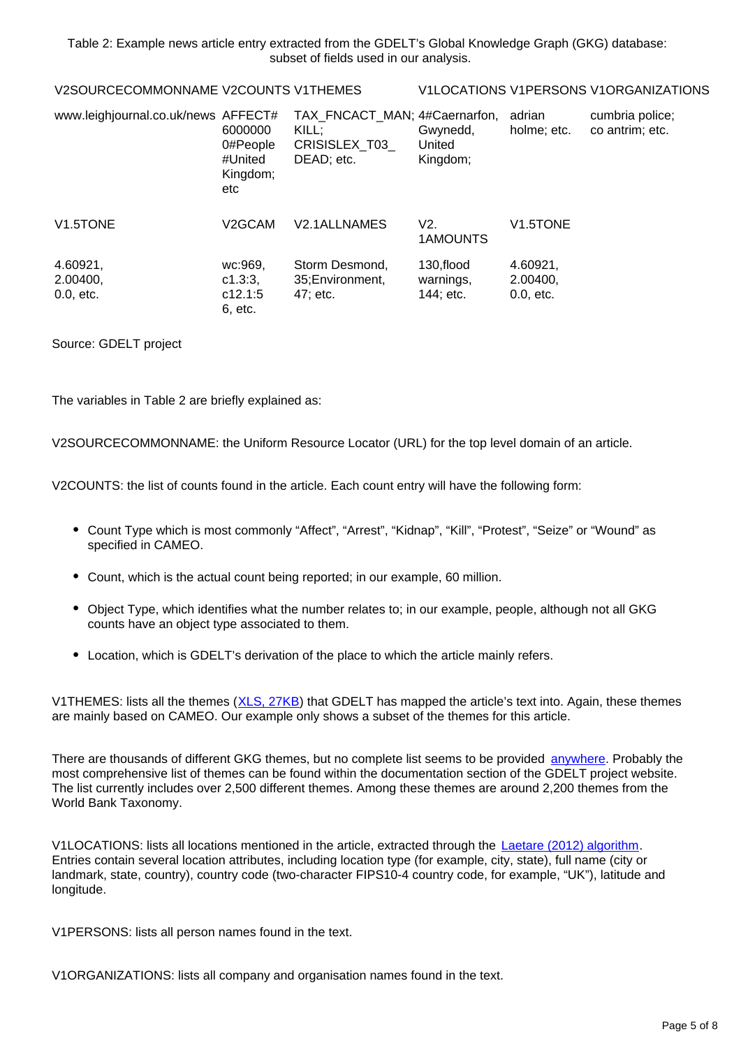Table 2: Example news article entry extracted from the GDELT's Global Knowledge Graph (GKG) database: subset of fields used in our analysis.

| V2SOURCECOMMONNAME | V2COUNTS | V1THEMES | V1LOCATIONS | V1PERSONS | V1ORGANIZATIONS |
|---|---|---|---|---|---|
| www.leighjournal.co.uk/news | AFFECT#6000000 0#People #United Kingdom; etc | TAX_FNCACT_MAN; KILL; CRISISLEX_T03_DEAD; etc. | 4#Caernarfon, Gwynedd, United Kingdom; | adrian holme; etc. | cumbria police; co antrim; etc. |
| V1.5TONE | V2GCAM | V2.1ALLNAMES | V2.1AMOUNTS | V1.5TONE | |
| 4.60921, 2.00400, 0.0, etc. | wc:969, c1.3:3, c12.1:56, etc. | Storm Desmond, 35;Environment, 47; etc. | 130,flood warnings, 144; etc. | 4.60921, 2.00400, 0.0, etc. | |

Source: GDELT project

The variables in Table 2 are briefly explained as:

V2SOURCECOMMONNAME: the Uniform Resource Locator (URL) for the top level domain of an article.

V2COUNTS: the list of counts found in the article. Each count entry will have the following form:

- Count Type which is most commonly "Affect", "Arrest", "Kidnap", "Kill", "Protest", "Seize" or "Wound" as specified in CAMEO.
- Count, which is the actual count being reported; in our example, 60 million.
- Object Type, which identifies what the number relates to; in our example, people, although not all GKG counts have an object type associated to them.
- Location, which is GDELT's derivation of the place to which the article mainly refers.

V1THEMES: lists all the themes (XLS, 27KB) that GDELT has mapped the article's text into. Again, these themes are mainly based on CAMEO. Our example only shows a subset of the themes for this article.

There are thousands of different GKG themes, but no complete list seems to be provided anywhere. Probably the most comprehensive list of themes can be found within the documentation section of the GDELT project website. The list currently includes over 2,500 different themes. Among these themes are around 2,200 themes from the World Bank Taxonomy.

V1LOCATIONS: lists all locations mentioned in the article, extracted through the Laetare (2012) algorithm. Entries contain several location attributes, including location type (for example, city, state), full name (city or landmark, state, country), country code (two-character FIPS10-4 country code, for example, "UK"), latitude and longitude.

V1PERSONS: lists all person names found in the text.

V1ORGANIZATIONS: lists all company and organisation names found in the text.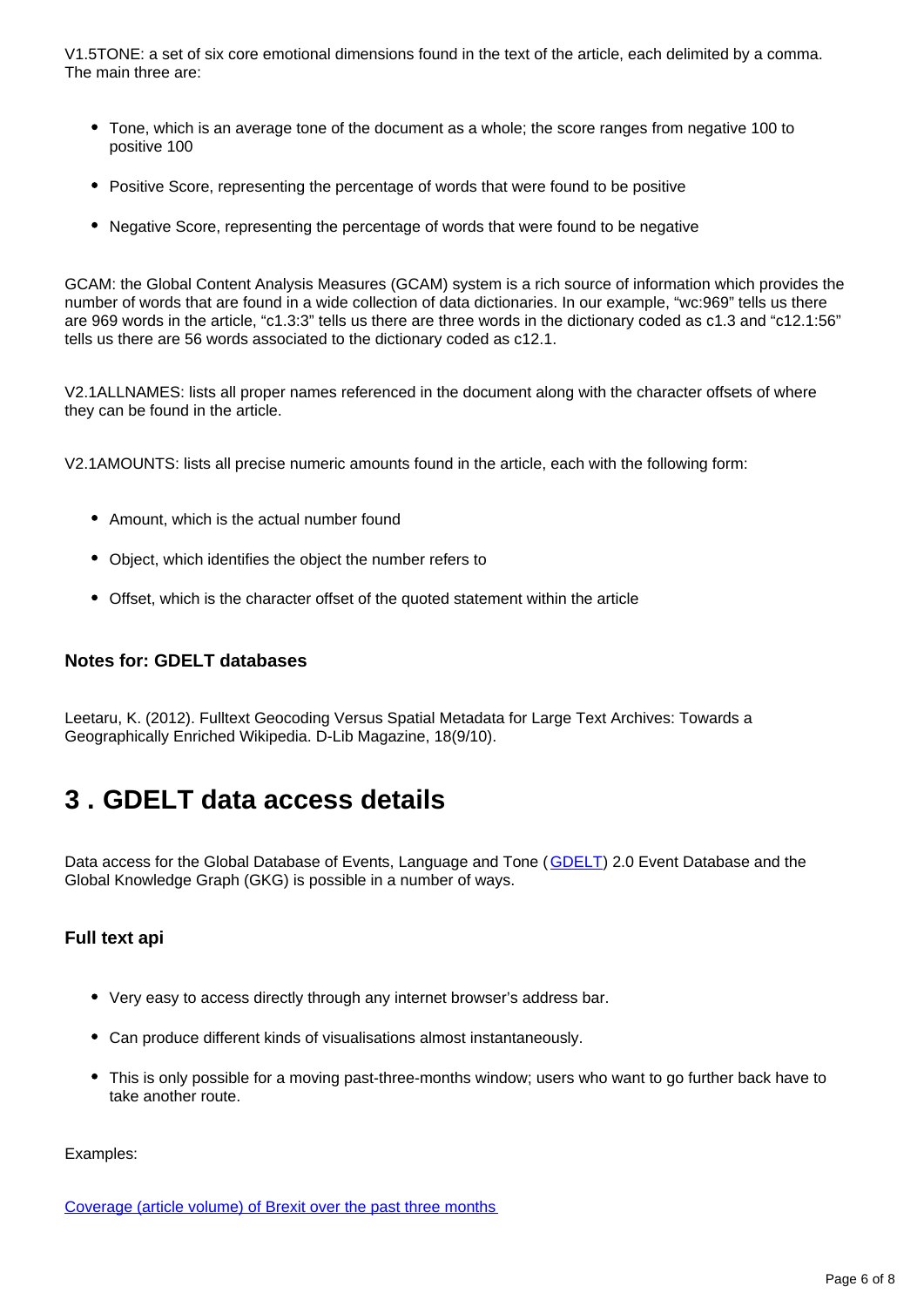V1.5TONE: a set of six core emotional dimensions found in the text of the article, each delimited by a comma. The main three are:

- Tone, which is an average tone of the document as a whole; the score ranges from negative 100 to positive 100
- Positive Score, representing the percentage of words that were found to be positive
- Negative Score, representing the percentage of words that were found to be negative

GCAM: the Global Content Analysis Measures (GCAM) system is a rich source of information which provides the number of words that are found in a wide collection of data dictionaries. In our example, "wc:969" tells us there are 969 words in the article, "c1.3:3" tells us there are three words in the dictionary coded as c1.3 and "c12.1:56" tells us there are 56 words associated to the dictionary coded as c12.1.

V2.1ALLNAMES: lists all proper names referenced in the document along with the character offsets of where they can be found in the article.

V2.1AMOUNTS: lists all precise numeric amounts found in the article, each with the following form:

- Amount, which is the actual number found
- Object, which identifies the object the number refers to
- Offset, which is the character offset of the quoted statement within the article

### Notes for: GDELT databases

Leetaru, K. (2012). Fulltext Geocoding Versus Spatial Metadata for Large Text Archives: Towards a Geographically Enriched Wikipedia. D-Lib Magazine, 18(9/10).

## 3 . GDELT data access details

Data access for the Global Database of Events, Language and Tone (GDELT) 2.0 Event Database and the Global Knowledge Graph (GKG) is possible in a number of ways.

### Full text api

- Very easy to access directly through any internet browser's address bar.
- Can produce different kinds of visualisations almost instantaneously.
- This is only possible for a moving past-three-months window; users who want to go further back have to take another route.

Examples:

Coverage (article volume) of Brexit over the past three months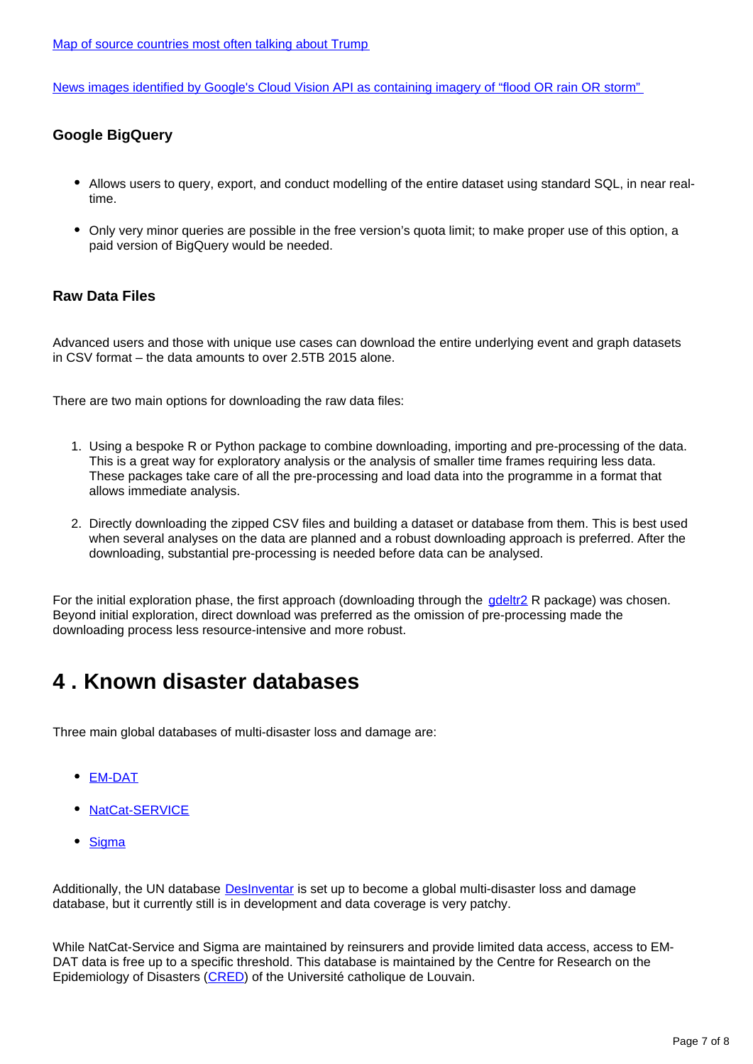[Map of source countries most often talking about Trump](#)

[News images identified by Google's Cloud Vision API as containing imagery of "flood OR rain OR storm"](#)

### Google BigQuery

- Allows users to query, export, and conduct modelling of the entire dataset using standard SQL, in near real-time.
- Only very minor queries are possible in the free version's quota limit; to make proper use of this option, a paid version of BigQuery would be needed.

### Raw Data Files

Advanced users and those with unique use cases can download the entire underlying event and graph datasets in CSV format – the data amounts to over 2.5TB 2015 alone.

There are two main options for downloading the raw data files:

1. Using a bespoke R or Python package to combine downloading, importing and pre-processing of the data. This is a great way for exploratory analysis or the analysis of smaller time frames requiring less data. These packages take care of all the pre-processing and load data into the programme in a format that allows immediate analysis.
2. Directly downloading the zipped CSV files and building a dataset or database from them. This is best used when several analyses on the data are planned and a robust downloading approach is preferred. After the downloading, substantial pre-processing is needed before data can be analysed.

For the initial exploration phase, the first approach (downloading through the [gdeltr2](#) R package) was chosen. Beyond initial exploration, direct download was preferred as the omission of pre-processing made the downloading process less resource-intensive and more robust.

## 4 . Known disaster databases

Three main global databases of multi-disaster loss and damage are:

- [EM-DAT](#)
- [NatCat-SERVICE](#)
- [Sigma](#)

Additionally, the UN database [DesInventar](#) is set up to become a global multi-disaster loss and damage database, but it currently still is in development and data coverage is very patchy.

While NatCat-Service and Sigma are maintained by reinsurers and provide limited data access, access to EM-DAT data is free up to a specific threshold. This database is maintained by the Centre for Research on the Epidemiology of Disasters ([CRED](#)) of the Université catholique de Louvain.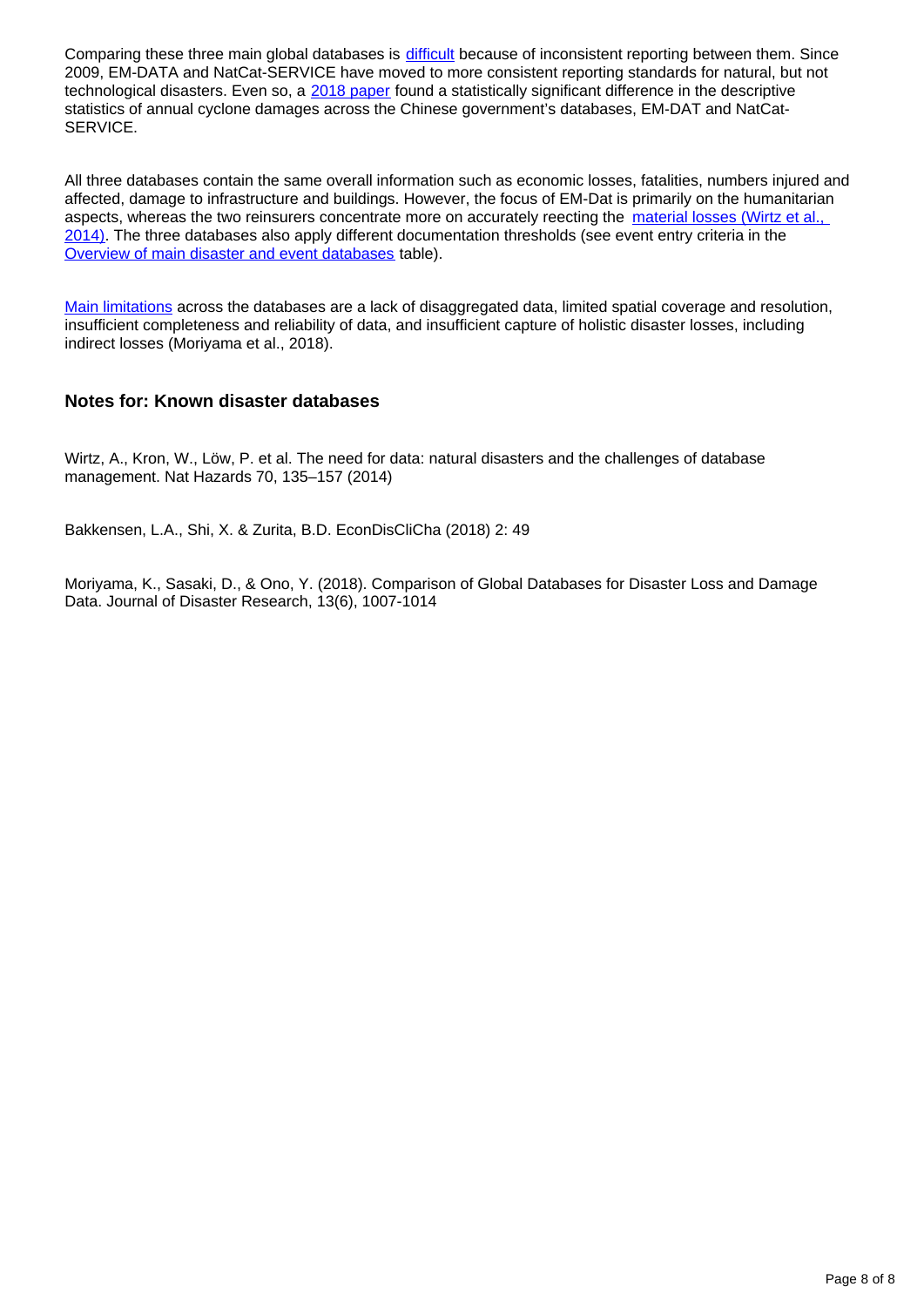Comparing these three main global databases is [difficult](#) because of inconsistent reporting between them. Since 2009, EM-DATA and NatCat-SERVICE have moved to more consistent reporting standards for natural, but not technological disasters. Even so, a [2018 paper](#) found a statistically significant difference in the descriptive statistics of annual cyclone damages across the Chinese government's databases, EM-DAT and NatCat-SERVICE.

All three databases contain the same overall information such as economic losses, fatalities, numbers injured and affected, damage to infrastructure and buildings. However, the focus of EM-Dat is primarily on the humanitarian aspects, whereas the two reinsurers concentrate more on accurately reecting the [material losses (Wirtz et al., 2014)](#). The three databases also apply different documentation thresholds (see event entry criteria in the [Overview of main disaster and event databases](#) table).

[Main limitations](#) across the databases are a lack of disaggregated data, limited spatial coverage and resolution, insufficient completeness and reliability of data, and insufficient capture of holistic disaster losses, including indirect losses (Moriyama et al., 2018).

### Notes for: Known disaster databases

Wirtz, A., Kron, W., Löw, P. et al. The need for data: natural disasters and the challenges of database management. Nat Hazards 70, 135–157 (2014)

Bakkensen, L.A., Shi, X. & Zurita, B.D. EconDisCliCha (2018) 2: 49

Moriyama, K., Sasaki, D., & Ono, Y. (2018). Comparison of Global Databases for Disaster Loss and Damage Data. Journal of Disaster Research, 13(6), 1007-1014